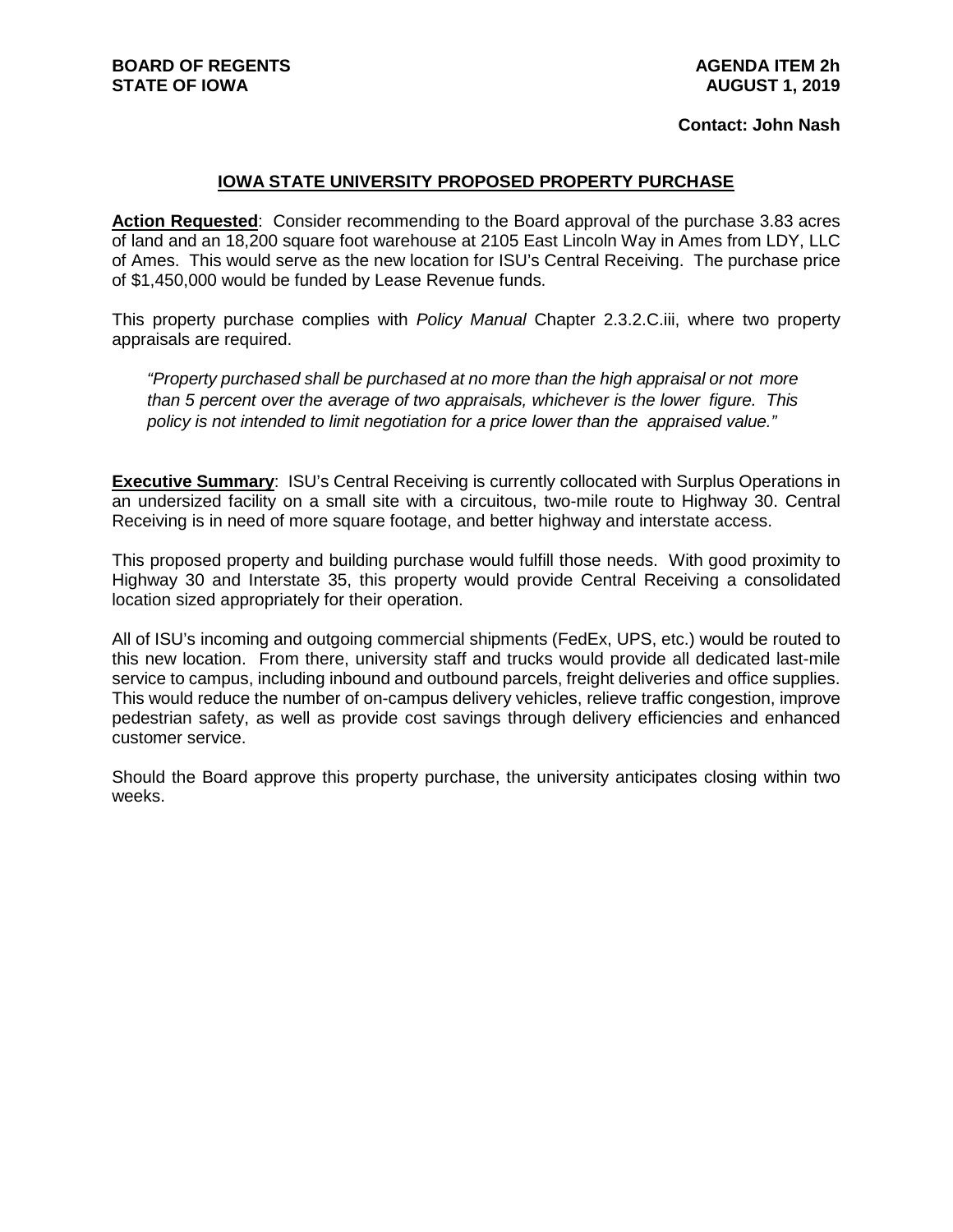**BOARD OF REGENTS**
**STATE OF IOWA**

**AGENDA ITEM 2h**
**AUGUST 1, 2019**

**Contact: John Nash**

## IOWA STATE UNIVERSITY PROPOSED PROPERTY PURCHASE

**Action Requested**: Consider recommending to the Board approval of the purchase 3.83 acres of land and an 18,200 square foot warehouse at 2105 East Lincoln Way in Ames from LDY, LLC of Ames. This would serve as the new location for ISU's Central Receiving. The purchase price of $1,450,000 would be funded by Lease Revenue funds.

This property purchase complies with *Policy Manual* Chapter 2.3.2.C.iii, where two property appraisals are required.

> *"Property purchased shall be purchased at no more than the high appraisal or not more than 5 percent over the average of two appraisals, whichever is the lower figure. This policy is not intended to limit negotiation for a price lower than the appraised value."*

**Executive Summary**: ISU's Central Receiving is currently collocated with Surplus Operations in an undersized facility on a small site with a circuitous, two-mile route to Highway 30. Central Receiving is in need of more square footage, and better highway and interstate access.

This proposed property and building purchase would fulfill those needs. With good proximity to Highway 30 and Interstate 35, this property would provide Central Receiving a consolidated location sized appropriately for their operation.

All of ISU's incoming and outgoing commercial shipments (FedEx, UPS, etc.) would be routed to this new location. From there, university staff and trucks would provide all dedicated last-mile service to campus, including inbound and outbound parcels, freight deliveries and office supplies. This would reduce the number of on-campus delivery vehicles, relieve traffic congestion, improve pedestrian safety, as well as provide cost savings through delivery efficiencies and enhanced customer service.

Should the Board approve this property purchase, the university anticipates closing within two weeks.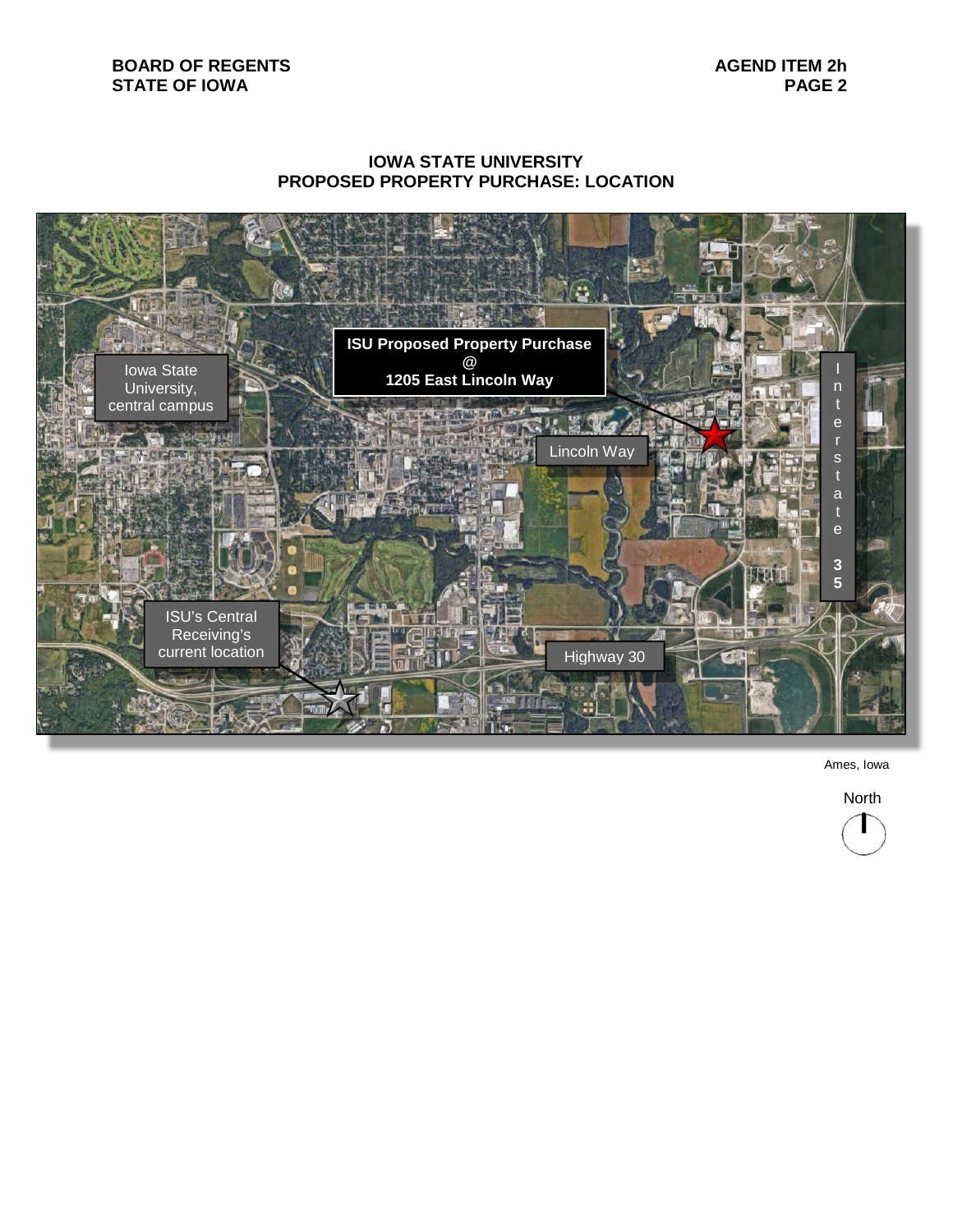## IOWA STATE UNIVERSITY
## PROPOSED PROPERTY PURCHASE: LOCATION

ISU Proposed Property Purchase @ 1205 East Lincoln Way

Iowa State University, central campus

Lincoln Way

Interstate 35

ISU's Central Receiving's current location

Highway 30

Ames, Iowa

North